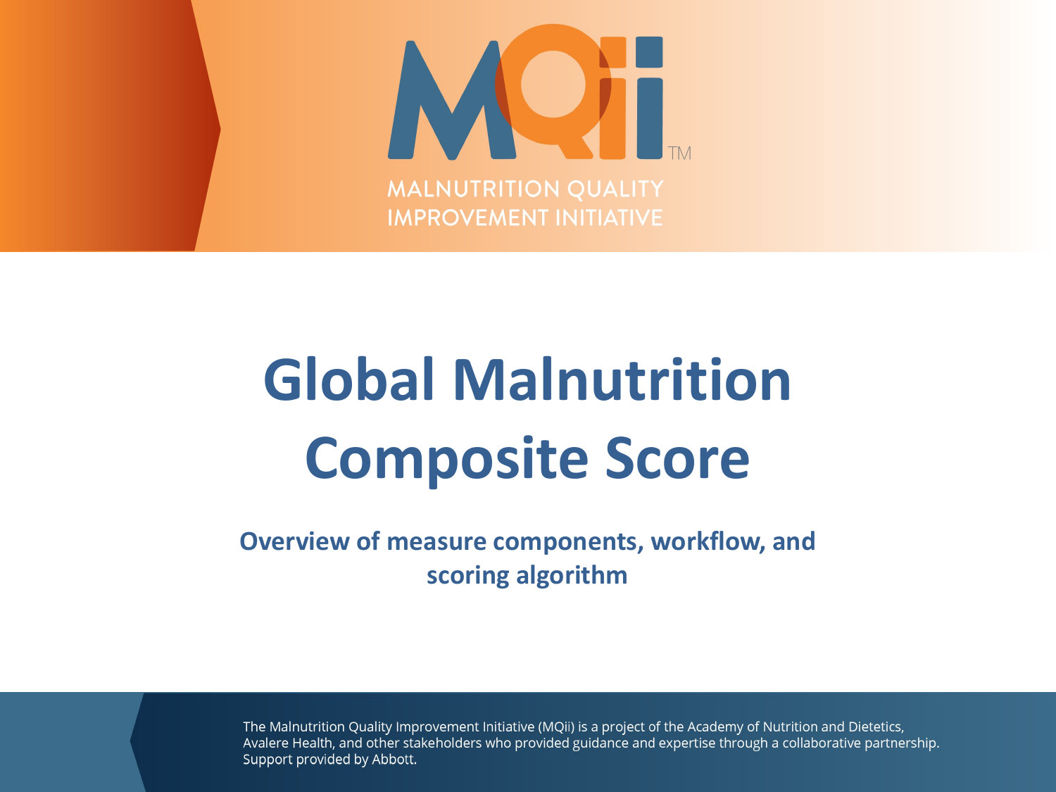MALNUTRITION QUALITY IMPROVEMENT INITIATIVE

# Global Malnutrition Composite Score

**Overview of measure components, workflow, and scoring algorithm**

The Malnutrition Quality Improvement Initiative (MQii) is a project of the Academy of Nutrition and Dietetics, Avalere Health, and other stakeholders who provided guidance and expertise through a collaborative partnership. Support provided by Abbott.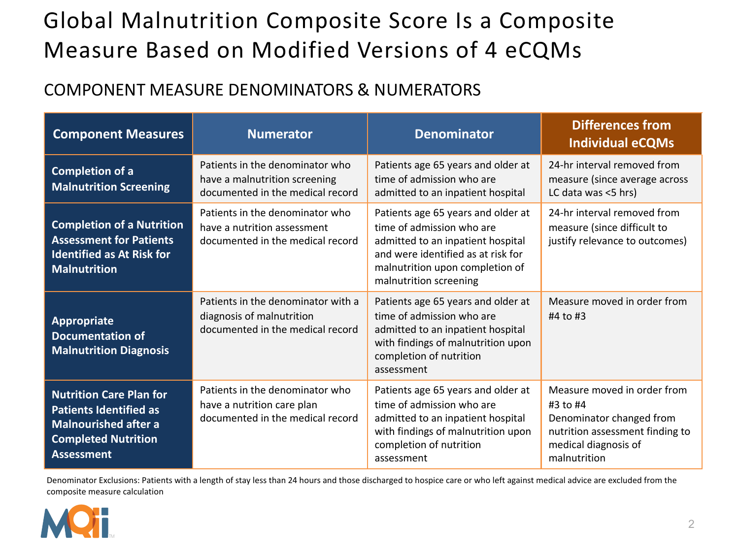# Global Malnutrition Composite Score Is a Composite Measure Based on Modified Versions of 4 eCQMs

## COMPONENT MEASURE DENOMINATORS & NUMERATORS

| Component Measures | Numerator | Denominator | Differences from Individual eCQMs |
|---|---|---|---|
| **Completion of a Malnutrition Screening** | Patients in the denominator who have a malnutrition screening documented in the medical record | Patients age 65 years and older at time of admission who are admitted to an inpatient hospital | 24-hr interval removed from measure (since average across LC data was <5 hrs) |
| **Completion of a Nutrition Assessment for Patients Identified as At Risk for Malnutrition** | Patients in the denominator who have a nutrition assessment documented in the medical record | Patients age 65 years and older at time of admission who are admitted to an inpatient hospital and were identified as at risk for malnutrition upon completion of malnutrition screening | 24-hr interval removed from measure (since difficult to justify relevance to outcomes) |
| **Appropriate Documentation of Malnutrition Diagnosis** | Patients in the denominator with a diagnosis of malnutrition documented in the medical record | Patients age 65 years and older at time of admission who are admitted to an inpatient hospital with findings of malnutrition upon completion of nutrition assessment | Measure moved in order from #4 to #3 |
| **Nutrition Care Plan for Patients Identified as Malnourished after a Completed Nutrition Assessment** | Patients in the denominator who have a nutrition care plan documented in the medical record | Patients age 65 years and older at time of admission who are admitted to an inpatient hospital with findings of malnutrition upon completion of nutrition assessment | Measure moved in order from #3 to #4<br>Denominator changed from nutrition assessment finding to medical diagnosis of malnutrition |

Denominator Exclusions: Patients with a length of stay less than 24 hours and those discharged to hospice care or who left against medical advice are excluded from the composite measure calculation

MQii™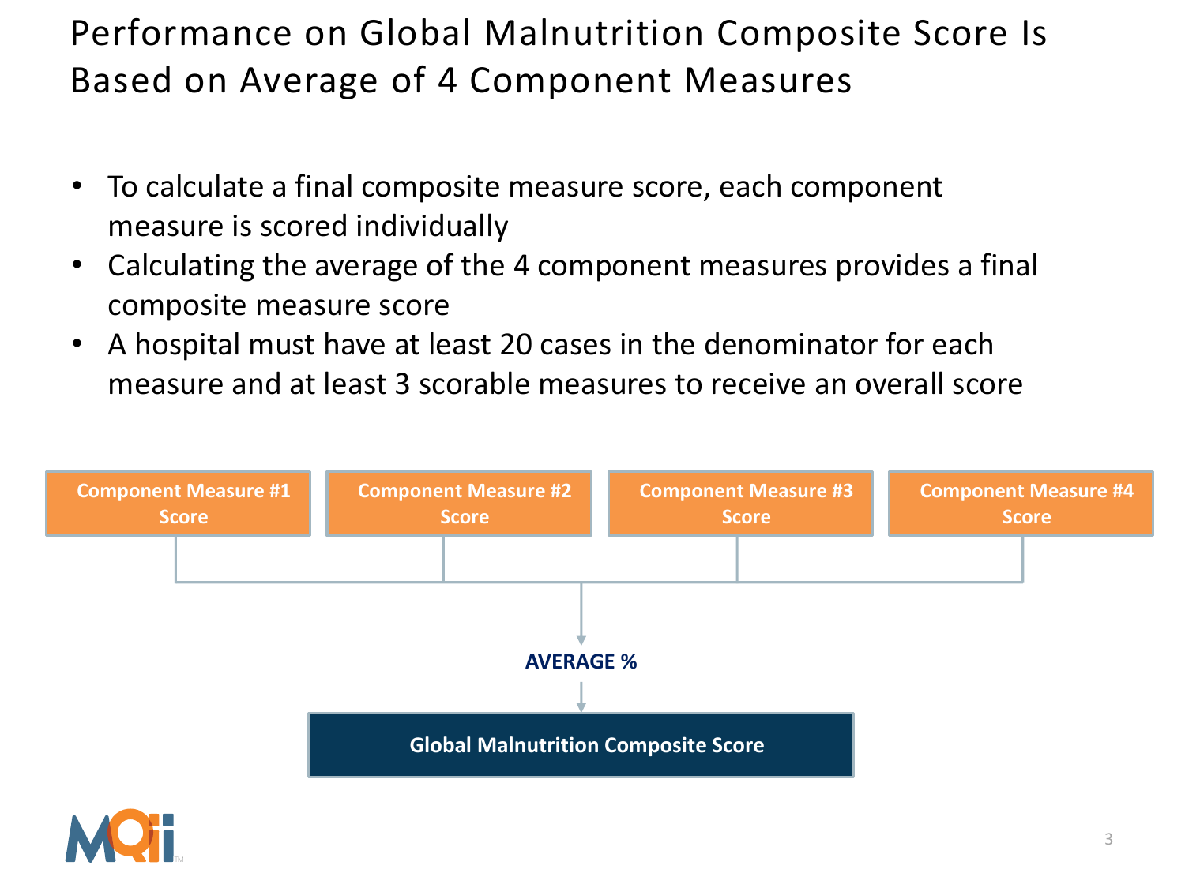# Performance on Global Malnutrition Composite Score Is Based on Average of 4 Component Measures

- To calculate a final composite measure score, each component measure is scored individually
- Calculating the average of the 4 component measures provides a final composite measure score
- A hospital must have at least 20 cases in the denominator for each measure and at least 3 scorable measures to receive an overall score

**Component Measure #1 Score**

**Component Measure #2 Score**

**Component Measure #3 Score**

**Component Measure #4 Score**

**AVERAGE %**

**Global Malnutrition Composite Score**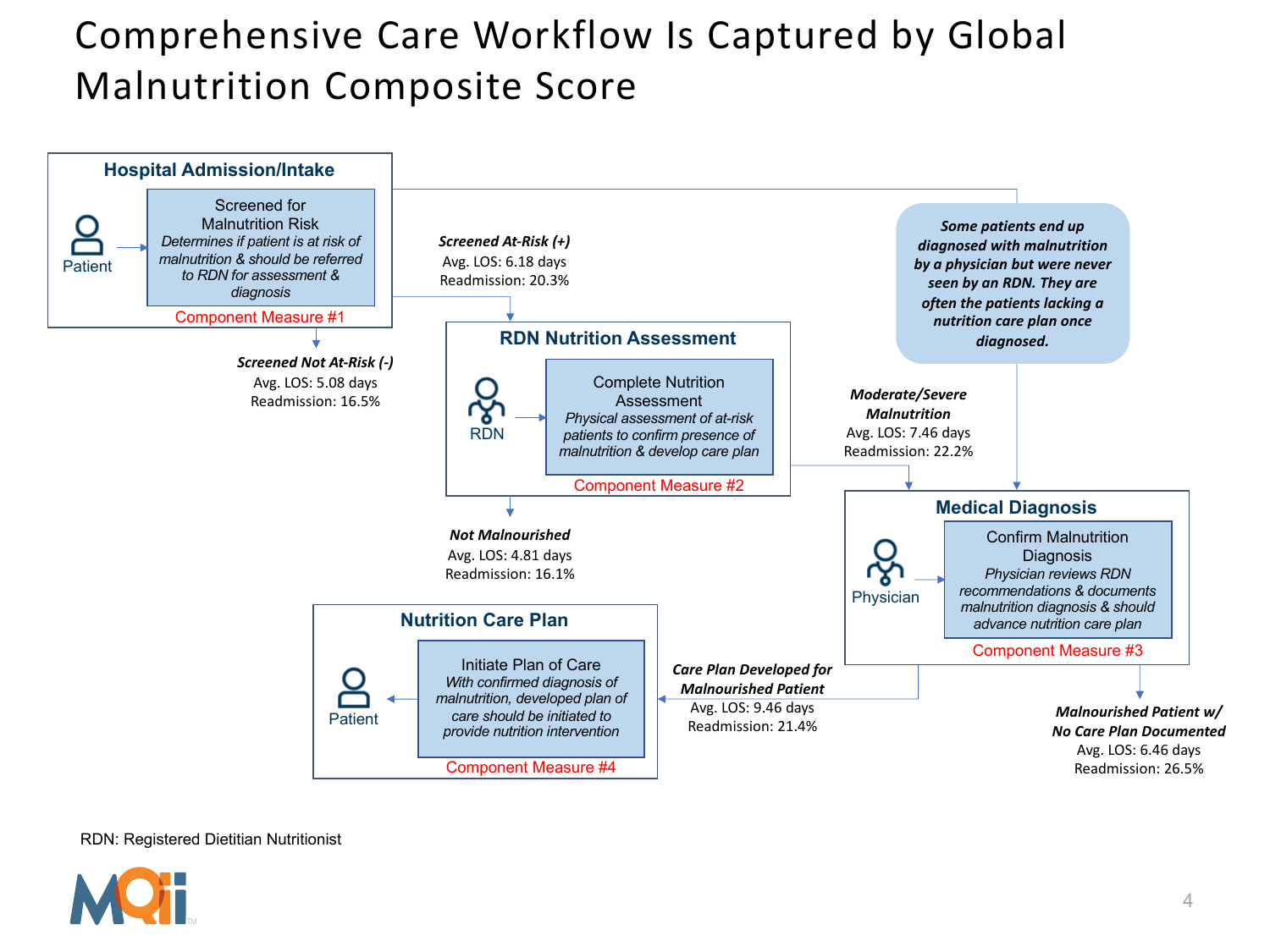# Comprehensive Care Workflow Is Captured by Global Malnutrition Composite Score

**Hospital Admission/Intake**

Patient

Screened for Malnutrition Risk
*Determines if patient is at risk of malnutrition & should be referred to RDN for assessment & diagnosis*

Component Measure #1

***Screened At-Risk (+)***
Avg. LOS: 6.18 days
Readmission: 20.3%

***Screened Not At-Risk (-)***
Avg. LOS: 5.08 days
Readmission: 16.5%

**RDN Nutrition Assessment**

RDN

Complete Nutrition Assessment
*Physical assessment of at-risk patients to confirm presence of malnutrition & develop care plan*

Component Measure #2

***Not Malnourished***
Avg. LOS: 4.81 days
Readmission: 16.1%

***Moderate/Severe Malnutrition***
Avg. LOS: 7.46 days
Readmission: 22.2%

***Some patients end up diagnosed with malnutrition by a physician but were never seen by an RDN. They are often the patients lacking a nutrition care plan once diagnosed.***

**Medical Diagnosis**

Physician

Confirm Malnutrition Diagnosis
*Physician reviews RDN recommendations & documents malnutrition diagnosis & should advance nutrition care plan*

Component Measure #3

***Malnourished Patient w/ No Care Plan Documented***
Avg. LOS: 6.46 days
Readmission: 26.5%

***Care Plan Developed for Malnourished Patient***
Avg. LOS: 9.46 days
Readmission: 21.4%

**Nutrition Care Plan**

Patient

Initiate Plan of Care
*With confirmed diagnosis of malnutrition, developed plan of care should be initiated to provide nutrition intervention*

Component Measure #4

RDN: Registered Dietitian Nutritionist

MQii